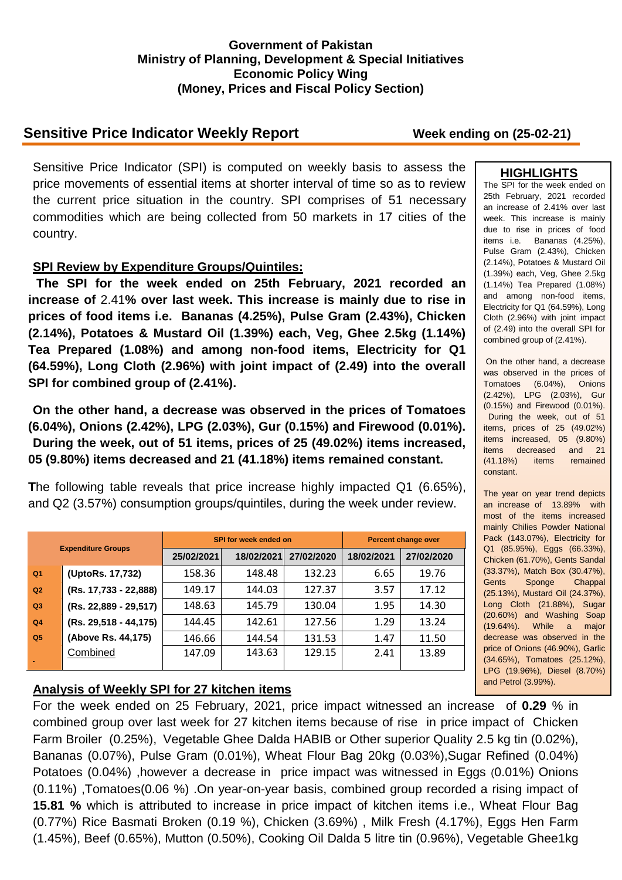**Government of Pakistan**
**Ministry of Planning, Development & Special Initiatives**
**Economic Policy Wing**
**(Money, Prices and Fiscal Policy Section)**

## Sensitive Price Indicator Weekly Report

**Week ending on (25-02-21)**

Sensitive Price Indicator (SPI) is computed on weekly basis to assess the price movements of essential items at shorter interval of time so as to review the current price situation in the country. SPI comprises of 51 necessary commodities which are being collected from 50 markets in 17 cities of the country.

### SPI Review by Expenditure Groups/Quintiles:

**The SPI for the week ended on 25th February, 2021 recorded an increase of** 2.41**% over last week. This increase is mainly due to rise in prices of food items i.e. Bananas (4.25%), Pulse Gram (2.43%), Chicken (2.14%), Potatoes & Mustard Oil (1.39%) each, Veg, Ghee 2.5kg (1.14%) Tea Prepared (1.08%) and among non-food items, Electricity for Q1 (64.59%), Long Cloth (2.96%) with joint impact of (2.49) into the overall SPI for combined group of (2.41%).**

**On the other hand, a decrease was observed in the prices of Tomatoes (6.04%), Onions (2.42%), LPG (2.03%), Gur (0.15%) and Firewood (0.01%). During the week, out of 51 items, prices of 25 (49.02%) items increased, 05 (9.80%) items decreased and 21 (41.18%) items remained constant.**

**T**he following table reveals that price increase highly impacted Q1 (6.65%), and Q2 (3.57%) consumption groups/quintiles, during the week under review.

| Expenditure Groups | | SPI for week ended on | | | Percent change over | |
|---|---|---|---|---|---|---|
| | | 25/02/2021 | 18/02/2021 | 27/02/2020 | 18/02/2021 | 27/02/2020 |
| Q1 | (UptoRs. 17,732) | 158.36 | 148.48 | 132.23 | 6.65 | 19.76 |
| Q2 | (Rs. 17,733 - 22,888) | 149.17 | 144.03 | 127.37 | 3.57 | 17.12 |
| Q3 | (Rs. 22,889 - 29,517) | 148.63 | 145.79 | 130.04 | 1.95 | 14.30 |
| Q4 | (Rs. 29,518 - 44,175) | 144.45 | 142.61 | 127.56 | 1.29 | 13.24 |
| Q5 | (Above Rs. 44,175) | 146.66 | 144.54 | 131.53 | 1.47 | 11.50 |
| | Combined | 147.09 | 143.63 | 129.15 | 2.41 | 13.89 |

### Analysis of Weekly SPI for 27 kitchen items

For the week ended on 25 February, 2021, price impact witnessed an increase of **0.29** % in combined group over last week for 27 kitchen items because of rise in price impact of Chicken Farm Broiler (0.25%), Vegetable Ghee Dalda HABIB or Other superior Quality 2.5 kg tin (0.02%), Bananas (0.07%), Pulse Gram (0.01%), Wheat Flour Bag 20kg (0.03%),Sugar Refined (0.04%) Potatoes (0.04%) ,however a decrease in price impact was witnessed in Eggs (0.01%) Onions (0.11%) ,Tomatoes(0.06 %) .On year-on-year basis, combined group recorded a rising impact of **15.81 %** which is attributed to increase in price impact of kitchen items i.e., Wheat Flour Bag (0.77%) Rice Basmati Broken (0.19 %), Chicken (3.69%) , Milk Fresh (4.17%), Eggs Hen Farm (1.45%), Beef (0.65%), Mutton (0.50%), Cooking Oil Dalda 5 litre tin (0.96%), Vegetable Ghee1kg

### HIGHLIGHTS

The SPI for the week ended on 25th February, 2021 recorded an increase of 2.41% over last week. This increase is mainly due to rise in prices of food items i.e. Bananas (4.25%), Pulse Gram (2.43%), Chicken (2.14%), Potatoes & Mustard Oil (1.39%) each, Veg, Ghee 2.5kg (1.14%) Tea Prepared (1.08%) and among non-food items, Electricity for Q1 (64.59%), Long Cloth (2.96%) with joint impact of (2.49) into the overall SPI for combined group of (2.41%).

On the other hand, a decrease was observed in the prices of Tomatoes (6.04%), Onions (2.42%), LPG (2.03%), Gur (0.15%) and Firewood (0.01%). During the week, out of 51 items, prices of 25 (49.02%) items increased, 05 (9.80%) items decreased and 21 (41.18%) items remained constant.

The year on year trend depicts an increase of 13.89% with most of the items increased mainly Chilies Powder National Pack (143.07%), Electricity for Q1 (85.95%), Eggs (66.33%), Chicken (61.70%), Gents Sandal (33.37%), Match Box (30.47%), Gents Sponge Chappal (25.13%), Mustard Oil (24.37%), Long Cloth (21.88%), Sugar (20.60%) and Washing Soap (19.64%). While a major decrease was observed in the price of Onions (46.90%), Garlic (34.65%), Tomatoes (25.12%), LPG (19.96%), Diesel (8.70%) and Petrol (3.99%).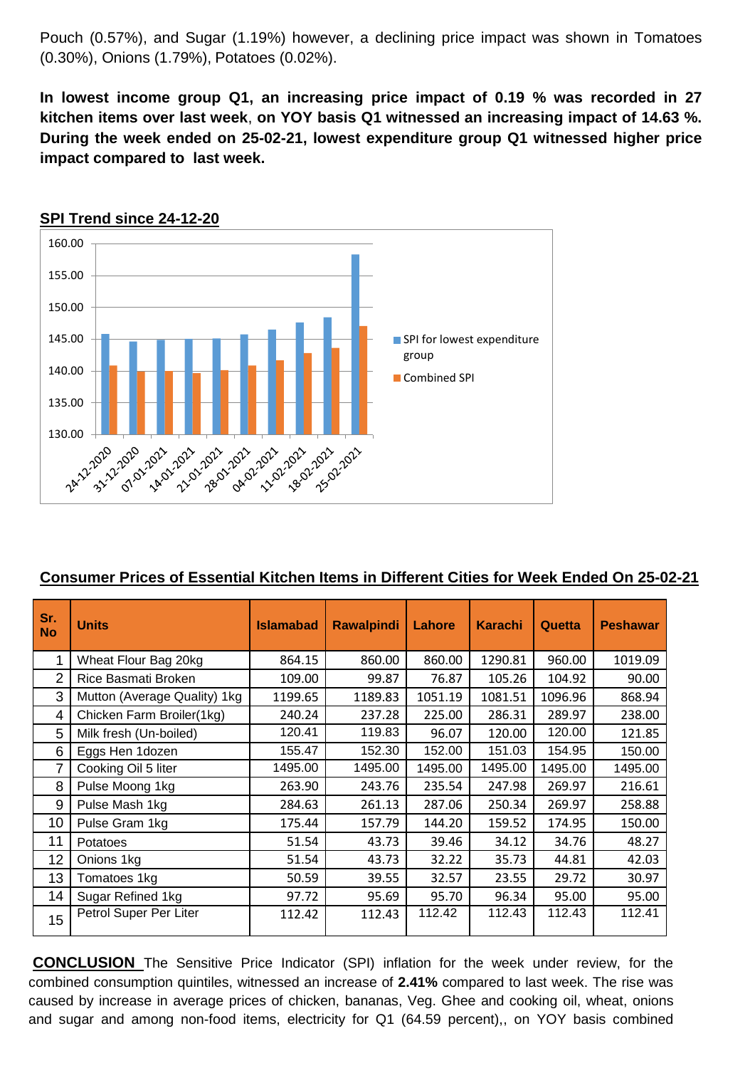Pouch (0.57%), and Sugar (1.19%) however, a declining price impact was shown in Tomatoes (0.30%), Onions (1.79%), Potatoes (0.02%).

**In lowest income group Q1, an increasing price impact of 0.19 % was recorded in 27 kitchen items over last week, on YOY basis Q1 witnessed an increasing impact of 14.63 %. During the week ended on 25-02-21, lowest expenditure group Q1 witnessed higher price impact compared to last week.**

**SPI Trend since 24-12-20**

**Consumer Prices of Essential Kitchen Items in Different Cities for Week Ended On 25-02-21**

| Sr. No | Units | Islamabad | Rawalpindi | Lahore | Karachi | Quetta | Peshawar |
|---|---|---|---|---|---|---|---|
| 1 | Wheat Flour Bag 20kg | 864.15 | 860.00 | 860.00 | 1290.81 | 960.00 | 1019.09 |
| 2 | Rice Basmati Broken | 109.00 | 99.87 | 76.87 | 105.26 | 104.92 | 90.00 |
| 3 | Mutton (Average Quality) 1kg | 1199.65 | 1189.83 | 1051.19 | 1081.51 | 1096.96 | 868.94 |
| 4 | Chicken Farm Broiler(1kg) | 240.24 | 237.28 | 225.00 | 286.31 | 289.97 | 238.00 |
| 5 | Milk fresh (Un-boiled) | 120.41 | 119.83 | 96.07 | 120.00 | 120.00 | 121.85 |
| 6 | Eggs Hen 1dozen | 155.47 | 152.30 | 152.00 | 151.03 | 154.95 | 150.00 |
| 7 | Cooking Oil 5 liter | 1495.00 | 1495.00 | 1495.00 | 1495.00 | 1495.00 | 1495.00 |
| 8 | Pulse Moong 1kg | 263.90 | 243.76 | 235.54 | 247.98 | 269.97 | 216.61 |
| 9 | Pulse Mash 1kg | 284.63 | 261.13 | 287.06 | 250.34 | 269.97 | 258.88 |
| 10 | Pulse Gram 1kg | 175.44 | 157.79 | 144.20 | 159.52 | 174.95 | 150.00 |
| 11 | Potatoes | 51.54 | 43.73 | 39.46 | 34.12 | 34.76 | 48.27 |
| 12 | Onions 1kg | 51.54 | 43.73 | 32.22 | 35.73 | 44.81 | 42.03 |
| 13 | Tomatoes 1kg | 50.59 | 39.55 | 32.57 | 23.55 | 29.72 | 30.97 |
| 14 | Sugar Refined 1kg | 97.72 | 95.69 | 95.70 | 96.34 | 95.00 | 95.00 |
| 15 | Petrol Super Per Liter | 112.42 | 112.43 | 112.42 | 112.43 | 112.43 | 112.41 |

**CONCLUSION** The Sensitive Price Indicator (SPI) inflation for the week under review, for the combined consumption quintiles, witnessed an increase of **2.41%** compared to last week. The rise was caused by increase in average prices of chicken, bananas, Veg. Ghee and cooking oil, wheat, onions and sugar and among non-food items, electricity for Q1 (64.59 percent),, on YOY basis combined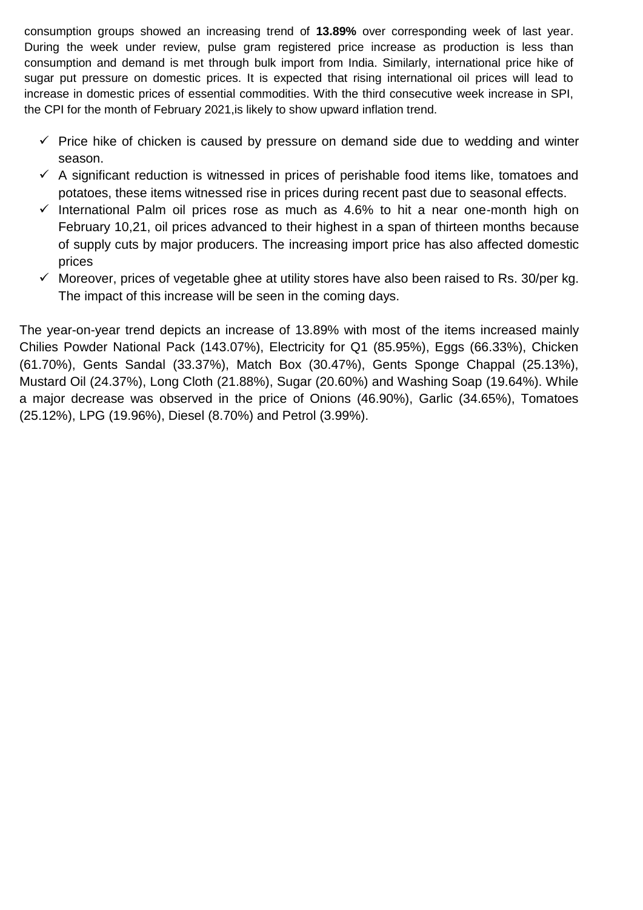consumption groups showed an increasing trend of **13.89%** over corresponding week of last year. During the week under review, pulse gram registered price increase as production is less than consumption and demand is met through bulk import from India. Similarly, international price hike of sugar put pressure on domestic prices. It is expected that rising international oil prices will lead to increase in domestic prices of essential commodities. With the third consecutive week increase in SPI, the CPI for the month of February 2021,is likely to show upward inflation trend.

- ✓ Price hike of chicken is caused by pressure on demand side due to wedding and winter season.
- ✓ A significant reduction is witnessed in prices of perishable food items like, tomatoes and potatoes, these items witnessed rise in prices during recent past due to seasonal effects.
- ✓ International Palm oil prices rose as much as 4.6% to hit a near one-month high on February 10,21, oil prices advanced to their highest in a span of thirteen months because of supply cuts by major producers. The increasing import price has also affected domestic prices
- ✓ Moreover, prices of vegetable ghee at utility stores have also been raised to Rs. 30/per kg. The impact of this increase will be seen in the coming days.

The year-on-year trend depicts an increase of 13.89% with most of the items increased mainly Chilies Powder National Pack (143.07%), Electricity for Q1 (85.95%), Eggs (66.33%), Chicken (61.70%), Gents Sandal (33.37%), Match Box (30.47%), Gents Sponge Chappal (25.13%), Mustard Oil (24.37%), Long Cloth (21.88%), Sugar (20.60%) and Washing Soap (19.64%). While a major decrease was observed in the price of Onions (46.90%), Garlic (34.65%), Tomatoes (25.12%), LPG (19.96%), Diesel (8.70%) and Petrol (3.99%).